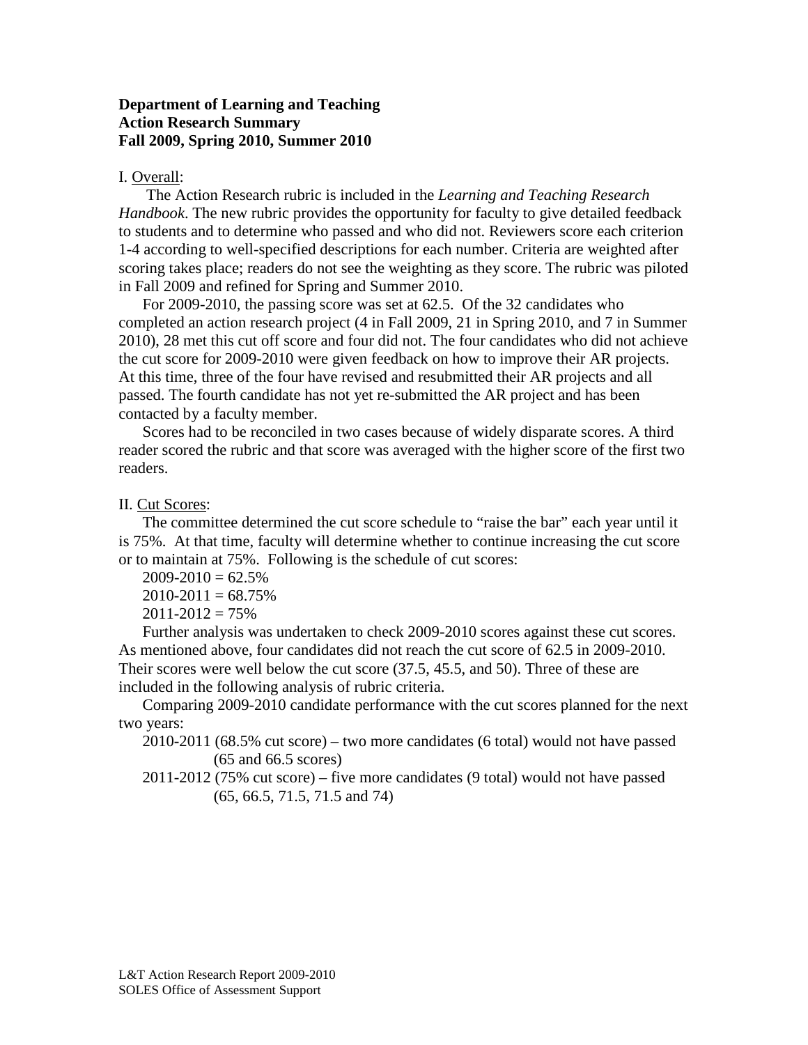**Department of Learning and Teaching**
**Action Research Summary**
**Fall 2009, Spring 2010, Summer 2010**

I. Overall:

The Action Research rubric is included in the *Learning and Teaching Research Handbook*. The new rubric provides the opportunity for faculty to give detailed feedback to students and to determine who passed and who did not. Reviewers score each criterion 1-4 according to well-specified descriptions for each number. Criteria are weighted after scoring takes place; readers do not see the weighting as they score. The rubric was piloted in Fall 2009 and refined for Spring and Summer 2010.

For 2009-2010, the passing score was set at 62.5. Of the 32 candidates who completed an action research project (4 in Fall 2009, 21 in Spring 2010, and 7 in Summer 2010), 28 met this cut off score and four did not. The four candidates who did not achieve the cut score for 2009-2010 were given feedback on how to improve their AR projects. At this time, three of the four have revised and resubmitted their AR projects and all passed. The fourth candidate has not yet re-submitted the AR project and has been contacted by a faculty member.

Scores had to be reconciled in two cases because of widely disparate scores. A third reader scored the rubric and that score was averaged with the higher score of the first two readers.

II. Cut Scores:

The committee determined the cut score schedule to "raise the bar" each year until it is 75%. At that time, faculty will determine whether to continue increasing the cut score or to maintain at 75%. Following is the schedule of cut scores:

2009-2010 = 62.5%
2010-2011 = 68.75%
2011-2012 = 75%

Further analysis was undertaken to check 2009-2010 scores against these cut scores. As mentioned above, four candidates did not reach the cut score of 62.5 in 2009-2010. Their scores were well below the cut score (37.5, 45.5, and 50). Three of these are included in the following analysis of rubric criteria.

Comparing 2009-2010 candidate performance with the cut scores planned for the next two years:

2010-2011 (68.5% cut score) – two more candidates (6 total) would not have passed (65 and 66.5 scores)

2011-2012 (75% cut score) – five more candidates (9 total) would not have passed (65, 66.5, 71.5, 71.5 and 74)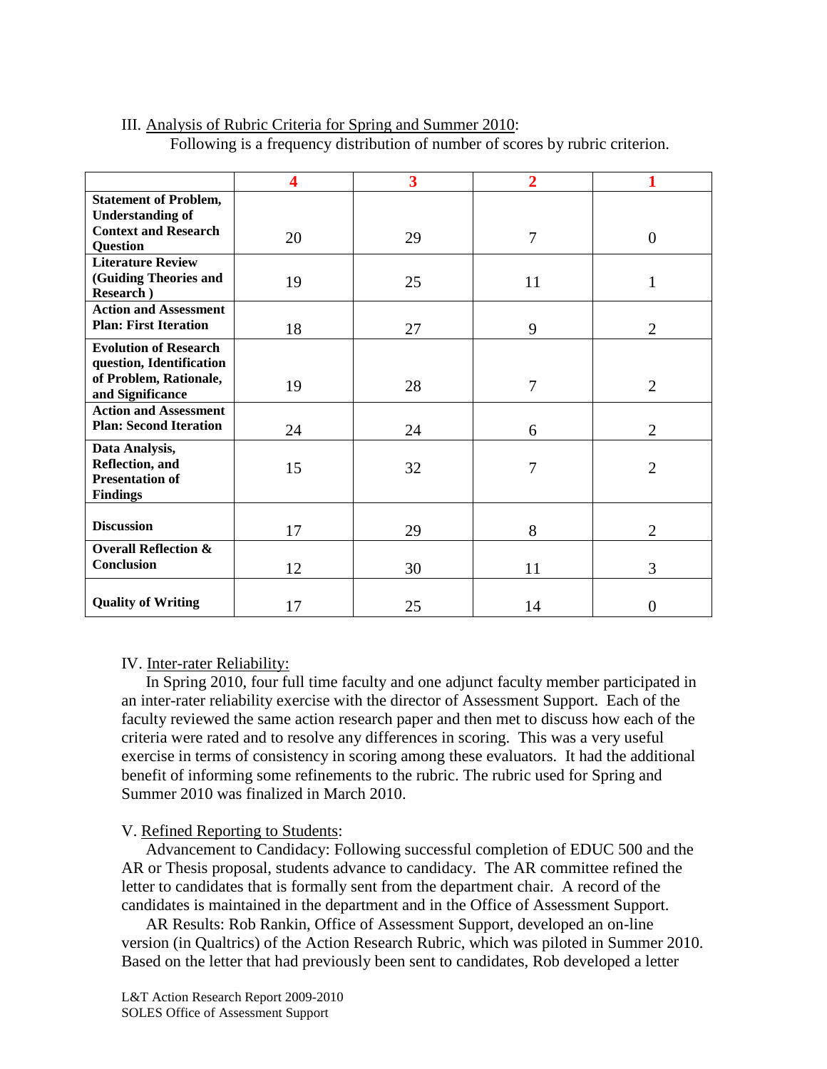III. Analysis of Rubric Criteria for Spring and Summer 2010:

Following is a frequency distribution of number of scores by rubric criterion.

| | 4 | 3 | 2 | 1 |
|---|---|---|---|---|
| **Statement of Problem, Understanding of Context and Research Question** | 20 | 29 | 7 | 0 |
| **Literature Review (Guiding Theories and Research )** | 19 | 25 | 11 | 1 |
| **Action and Assessment Plan: First Iteration** | 18 | 27 | 9 | 2 |
| **Evolution of Research question, Identification of Problem, Rationale, and Significance** | 19 | 28 | 7 | 2 |
| **Action and Assessment Plan: Second Iteration** | 24 | 24 | 6 | 2 |
| **Data Analysis, Reflection, and Presentation of Findings** | 15 | 32 | 7 | 2 |
| **Discussion** | 17 | 29 | 8 | 2 |
| **Overall Reflection & Conclusion** | 12 | 30 | 11 | 3 |
| **Quality of Writing** | 17 | 25 | 14 | 0 |

IV. Inter-rater Reliability:

In Spring 2010, four full time faculty and one adjunct faculty member participated in an inter-rater reliability exercise with the director of Assessment Support. Each of the faculty reviewed the same action research paper and then met to discuss how each of the criteria were rated and to resolve any differences in scoring. This was a very useful exercise in terms of consistency in scoring among these evaluators. It had the additional benefit of informing some refinements to the rubric. The rubric used for Spring and Summer 2010 was finalized in March 2010.

V. Refined Reporting to Students:

Advancement to Candidacy: Following successful completion of EDUC 500 and the AR or Thesis proposal, students advance to candidacy. The AR committee refined the letter to candidates that is formally sent from the department chair. A record of the candidates is maintained in the department and in the Office of Assessment Support.

AR Results: Rob Rankin, Office of Assessment Support, developed an on-line version (in Qualtrics) of the Action Research Rubric, which was piloted in Summer 2010. Based on the letter that had previously been sent to candidates, Rob developed a letter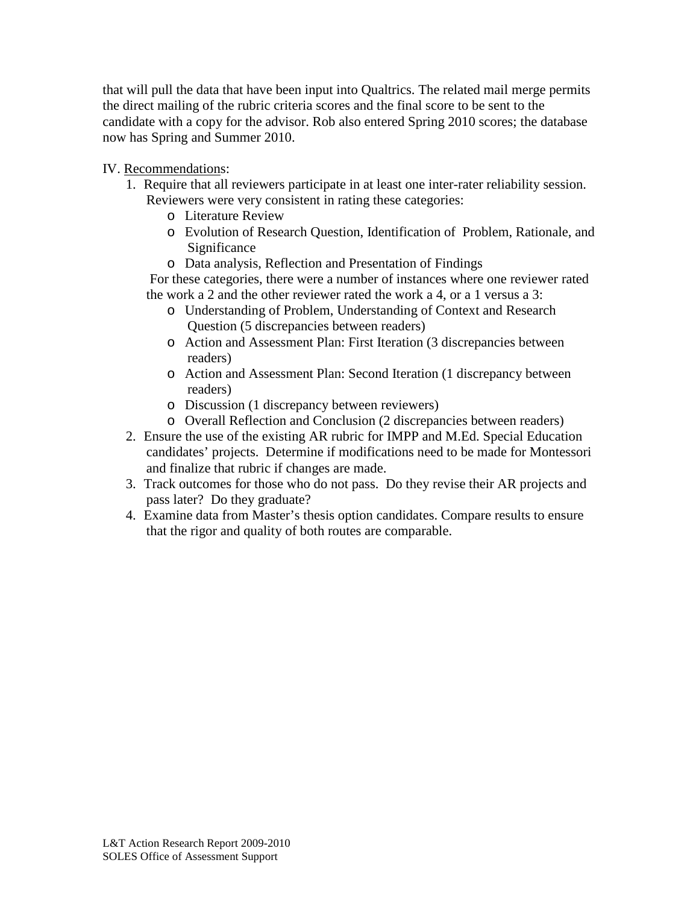that will pull the data that have been input into Qualtrics. The related mail merge permits the direct mailing of the rubric criteria scores and the final score to be sent to the candidate with a copy for the advisor. Rob also entered Spring 2010 scores; the database now has Spring and Summer 2010.

IV. Recommendations:

1. Require that all reviewers participate in at least one inter-rater reliability session. Reviewers were very consistent in rating these categories:
   - Literature Review
   - Evolution of Research Question, Identification of Problem, Rationale, and Significance
   - Data analysis, Reflection and Presentation of Findings

   For these categories, there were a number of instances where one reviewer rated the work a 2 and the other reviewer rated the work a 4, or a 1 versus a 3:
   - Understanding of Problem, Understanding of Context and Research Question (5 discrepancies between readers)
   - Action and Assessment Plan: First Iteration (3 discrepancies between readers)
   - Action and Assessment Plan: Second Iteration (1 discrepancy between readers)
   - Discussion (1 discrepancy between reviewers)
   - Overall Reflection and Conclusion (2 discrepancies between readers)
2. Ensure the use of the existing AR rubric for IMPP and M.Ed. Special Education candidates' projects. Determine if modifications need to be made for Montessori and finalize that rubric if changes are made.
3. Track outcomes for those who do not pass. Do they revise their AR projects and pass later? Do they graduate?
4. Examine data from Master's thesis option candidates. Compare results to ensure that the rigor and quality of both routes are comparable.